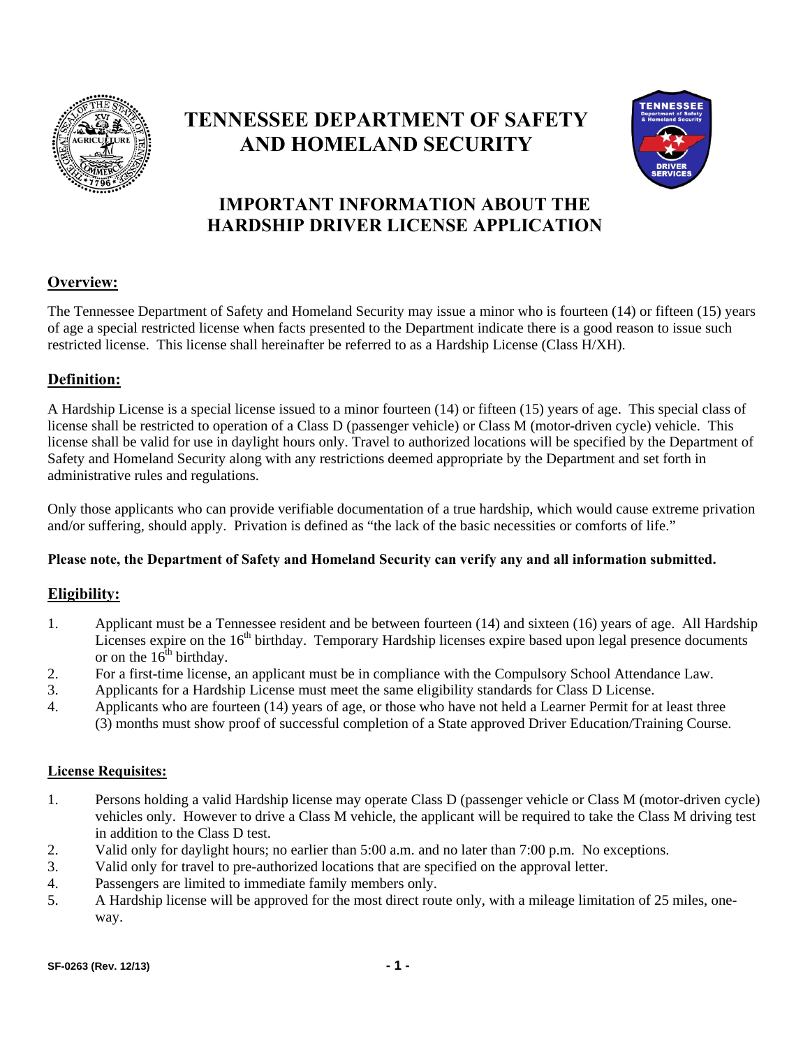# TENNESSEE DEPARTMENT OF SAFETY AND HOMELAND SECURITY

## IMPORTANT INFORMATION ABOUT THE HARDSHIP DRIVER LICENSE APPLICATION

### Overview:

The Tennessee Department of Safety and Homeland Security may issue a minor who is fourteen (14) or fifteen (15) years of age a special restricted license when facts presented to the Department indicate there is a good reason to issue such restricted license. This license shall hereinafter be referred to as a Hardship License (Class H/XH).

### Definition:

A Hardship License is a special license issued to a minor fourteen (14) or fifteen (15) years of age. This special class of license shall be restricted to operation of a Class D (passenger vehicle) or Class M (motor-driven cycle) vehicle. This license shall be valid for use in daylight hours only. Travel to authorized locations will be specified by the Department of Safety and Homeland Security along with any restrictions deemed appropriate by the Department and set forth in administrative rules and regulations.

Only those applicants who can provide verifiable documentation of a true hardship, which would cause extreme privation and/or suffering, should apply. Privation is defined as "the lack of the basic necessities or comforts of life."

**Please note, the Department of Safety and Homeland Security can verify any and all information submitted.**

### Eligibility:

1. Applicant must be a Tennessee resident and be between fourteen (14) and sixteen (16) years of age. All Hardship Licenses expire on the 16th birthday. Temporary Hardship licenses expire based upon legal presence documents or on the 16th birthday.
2. For a first-time license, an applicant must be in compliance with the Compulsory School Attendance Law.
3. Applicants for a Hardship License must meet the same eligibility standards for Class D License.
4. Applicants who are fourteen (14) years of age, or those who have not held a Learner Permit for at least three (3) months must show proof of successful completion of a State approved Driver Education/Training Course.

### License Requisites:

1. Persons holding a valid Hardship license may operate Class D (passenger vehicle or Class M (motor-driven cycle) vehicles only. However to drive a Class M vehicle, the applicant will be required to take the Class M driving test in addition to the Class D test.
2. Valid only for daylight hours; no earlier than 5:00 a.m. and no later than 7:00 p.m. No exceptions.
3. Valid only for travel to pre-authorized locations that are specified on the approval letter.
4. Passengers are limited to immediate family members only.
5. A Hardship license will be approved for the most direct route only, with a mileage limitation of 25 miles, one-way.

SF-0263 (Rev. 12/13)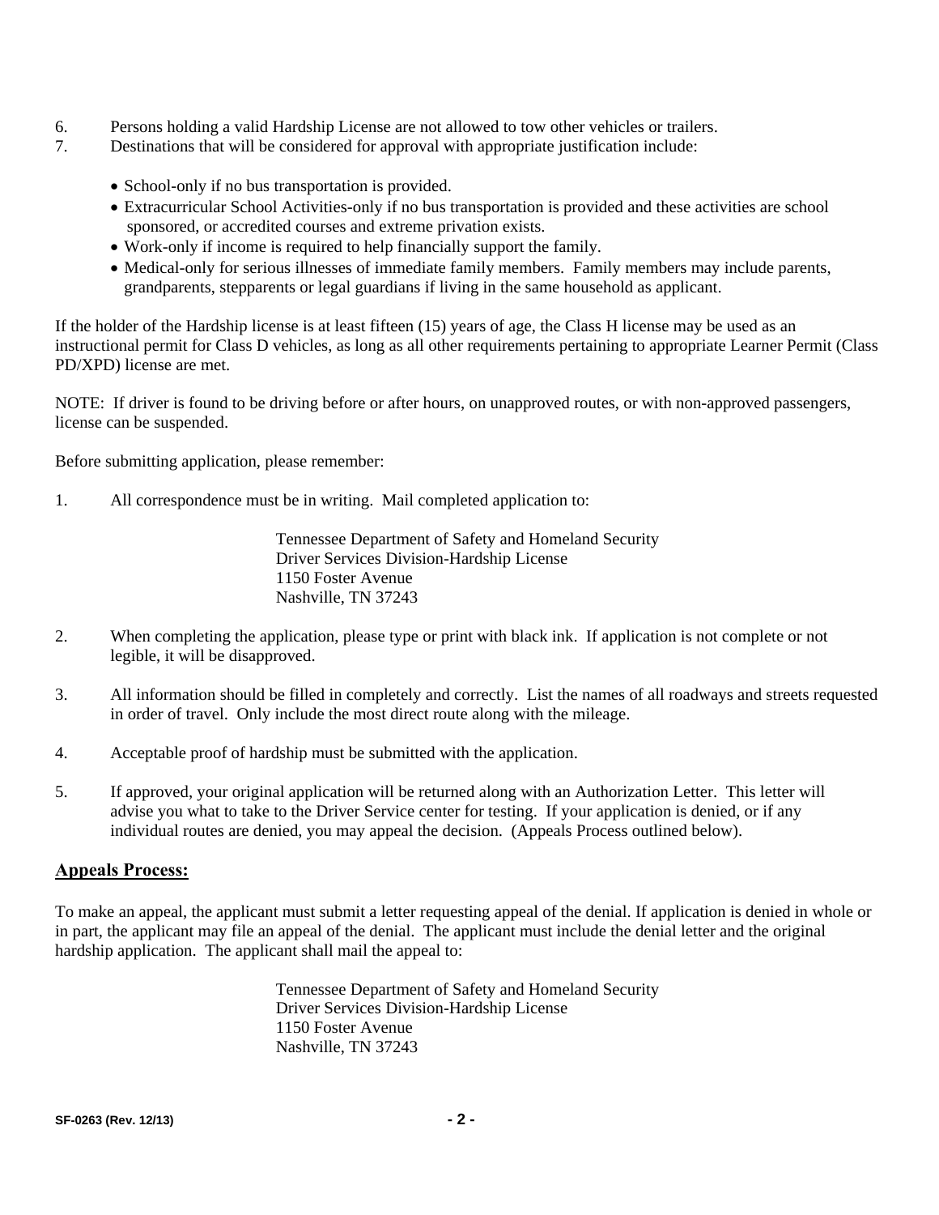6. Persons holding a valid Hardship License are not allowed to tow other vehicles or trailers.
7. Destinations that will be considered for approval with appropriate justification include:

   - School-only if no bus transportation is provided.
   - Extracurricular School Activities-only if no bus transportation is provided and these activities are school sponsored, or accredited courses and extreme privation exists.
   - Work-only if income is required to help financially support the family.
   - Medical-only for serious illnesses of immediate family members. Family members may include parents, grandparents, stepparents or legal guardians if living in the same household as applicant.

If the holder of the Hardship license is at least fifteen (15) years of age, the Class H license may be used as an instructional permit for Class D vehicles, as long as all other requirements pertaining to appropriate Learner Permit (Class PD/XPD) license are met.

NOTE: If driver is found to be driving before or after hours, on unapproved routes, or with non-approved passengers, license can be suspended.

Before submitting application, please remember:

1. All correspondence must be in writing. Mail completed application to:

   Tennessee Department of Safety and Homeland Security
   Driver Services Division-Hardship License
   1150 Foster Avenue
   Nashville, TN 37243

2. When completing the application, please type or print with black ink. If application is not complete or not legible, it will be disapproved.

3. All information should be filled in completely and correctly. List the names of all roadways and streets requested in order of travel. Only include the most direct route along with the mileage.

4. Acceptable proof of hardship must be submitted with the application.

5. If approved, your original application will be returned along with an Authorization Letter. This letter will advise you what to take to the Driver Service center for testing. If your application is denied, or if any individual routes are denied, you may appeal the decision. (Appeals Process outlined below).

## Appeals Process:

To make an appeal, the applicant must submit a letter requesting appeal of the denial. If application is denied in whole or in part, the applicant may file an appeal of the denial. The applicant must include the denial letter and the original hardship application. The applicant shall mail the appeal to:

Tennessee Department of Safety and Homeland Security
Driver Services Division-Hardship License
1150 Foster Avenue
Nashville, TN 37243

SF-0263 (Rev. 12/13)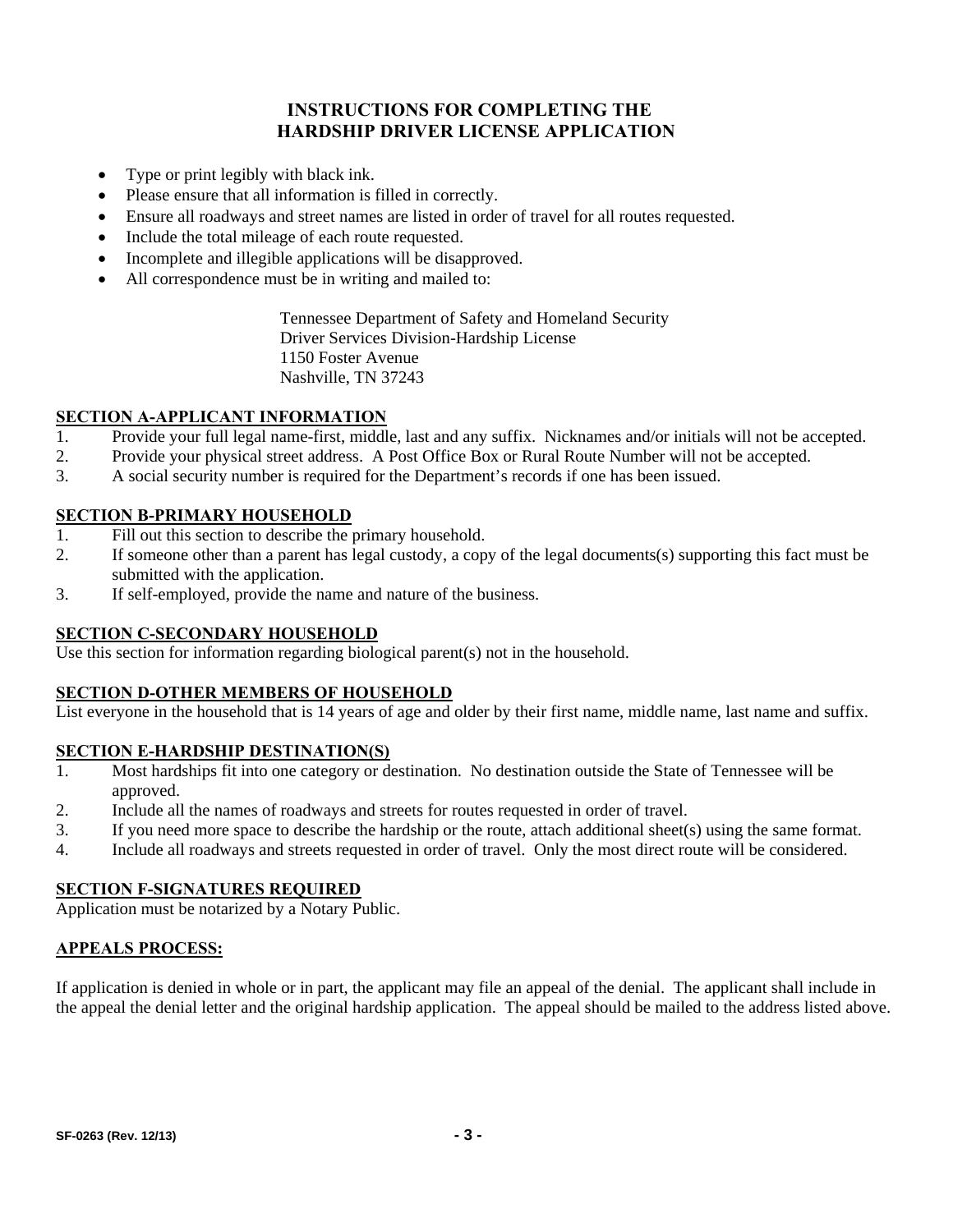# INSTRUCTIONS FOR COMPLETING THE HARDSHIP DRIVER LICENSE APPLICATION

- Type or print legibly with black ink.
- Please ensure that all information is filled in correctly.
- Ensure all roadways and street names are listed in order of travel for all routes requested.
- Include the total mileage of each route requested.
- Incomplete and illegible applications will be disapproved.
- All correspondence must be in writing and mailed to:

  Tennessee Department of Safety and Homeland Security  
  Driver Services Division-Hardship License  
  1150 Foster Avenue  
  Nashville, TN 37243

## SECTION A-APPLICANT INFORMATION

1. Provide your full legal name-first, middle, last and any suffix. Nicknames and/or initials will not be accepted.
2. Provide your physical street address. A Post Office Box or Rural Route Number will not be accepted.
3. A social security number is required for the Department's records if one has been issued.

## SECTION B-PRIMARY HOUSEHOLD

1. Fill out this section to describe the primary household.
2. If someone other than a parent has legal custody, a copy of the legal documents(s) supporting this fact must be submitted with the application.
3. If self-employed, provide the name and nature of the business.

## SECTION C-SECONDARY HOUSEHOLD

Use this section for information regarding biological parent(s) not in the household.

## SECTION D-OTHER MEMBERS OF HOUSEHOLD

List everyone in the household that is 14 years of age and older by their first name, middle name, last name and suffix.

## SECTION E-HARDSHIP DESTINATION(S)

1. Most hardships fit into one category or destination. No destination outside the State of Tennessee will be approved.
2. Include all the names of roadways and streets for routes requested in order of travel.
3. If you need more space to describe the hardship or the route, attach additional sheet(s) using the same format.
4. Include all roadways and streets requested in order of travel. Only the most direct route will be considered.

## SECTION F-SIGNATURES REQUIRED

Application must be notarized by a Notary Public.

## APPEALS PROCESS:

If application is denied in whole or in part, the applicant may file an appeal of the denial. The applicant shall include in the appeal the denial letter and the original hardship application. The appeal should be mailed to the address listed above.

SF-0263 (Rev. 12/13)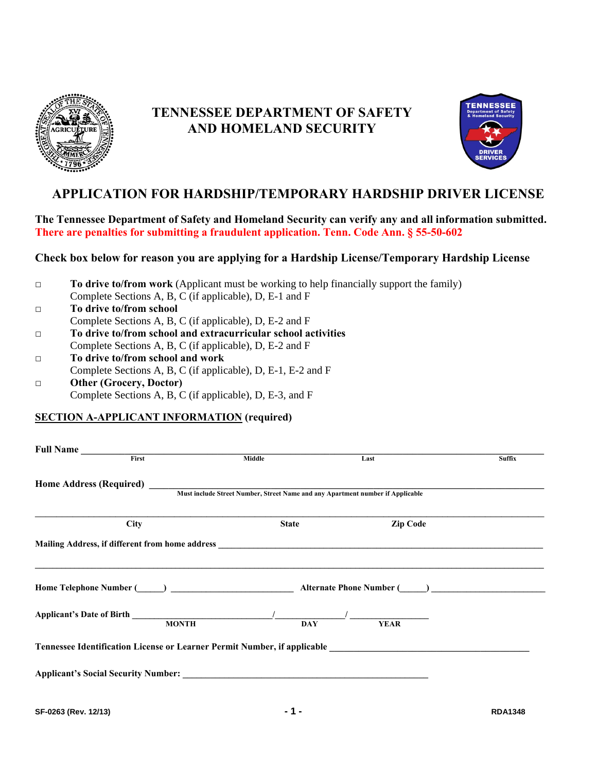# TENNESSEE DEPARTMENT OF SAFETY AND HOMELAND SECURITY

## APPLICATION FOR HARDSHIP/TEMPORARY HARDSHIP DRIVER LICENSE

**The Tennessee Department of Safety and Homeland Security can verify any and all information submitted.**
**There are penalties for submitting a fraudulent application. Tenn. Code Ann. § 55-50-602**

**Check box below for reason you are applying for a Hardship License/Temporary Hardship License**

- ☐ **To drive to/from work** (Applicant must be working to help financially support the family)
  Complete Sections A, B, C (if applicable), D, E-1 and F
- ☐ **To drive to/from school**
  Complete Sections A, B, C (if applicable), D, E-2 and F
- ☐ **To drive to/from school and extracurricular school activities**
  Complete Sections A, B, C (if applicable), D, E-2 and F
- ☐ **To drive to/from school and work**
  Complete Sections A, B, C (if applicable), D, E-1, E-2 and F
- ☐ **Other (Grocery, Doctor)**
  Complete Sections A, B, C (if applicable), D, E-3, and F

### SECTION A-APPLICANT INFORMATION (required)

**Full Name** ______________________________________________________________
First | Middle | Last | Suffix

**Home Address (Required)** ______________________________________________
Must include Street Number, Street Name and any Apartment number if Applicable

______________________________________________________________
City | State | Zip Code

**Mailing Address, if different from home address** ______________________________

______________________________________________________________

**Home Telephone Number (_____)** ____________________ **Alternate Phone Number (_____)** ____________________

**Applicant's Date of Birth** ____________/____________/____________
MONTH | DAY | YEAR

**Tennessee Identification License or Learner Permit Number, if applicable** ____________________

**Applicant's Social Security Number:** ____________________

SF-0263 (Rev. 12/13) RDA1348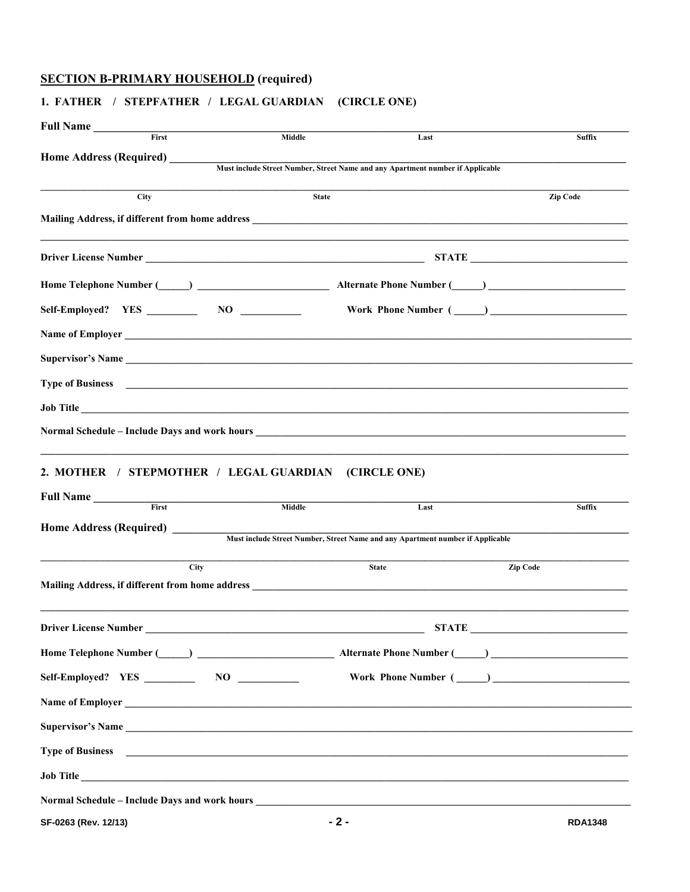## SECTION B-PRIMARY HOUSEHOLD (required)

### 1. FATHER / STEPFATHER / LEGAL GUARDIAN (CIRCLE ONE)

**Full Name** ______________________________________________________________________________

First | Middle | Last | Suffix

**Home Address (Required)** ______________________________________________________________

Must include Street Number, Street Name and any Apartment number if Applicable

______________________________________________________________________________

City | State | Zip Code

**Mailing Address, if different from home address** ____________________________________________

______________________________________________________________________________

**Driver License Number** ______________________________ **STATE** ________________

**Home Telephone Number (\_\_\_\_\_\_)** __________________ **Alternate Phone Number (\_\_\_\_\_\_)** __________________

**Self-Employed? YES** _________ **NO** ___________ **Work Phone Number ( \_\_\_\_\_\_ )** __________________

**Name of Employer** ______________________________________________________________

**Supervisor's Name** ______________________________________________________________

**Type of Business** ______________________________________________________________

**Job Title** ______________________________________________________________

**Normal Schedule – Include Days and work hours** ____________________________________________

______________________________________________________________________________

### 2. MOTHER / STEPMOTHER / LEGAL GUARDIAN (CIRCLE ONE)

**Full Name** ______________________________________________________________________________

First | Middle | Last | Suffix

**Home Address (Required)** ______________________________________________________________

Must include Street Number, Street Name and any Apartment number if Applicable

______________________________________________________________________________

City | State | Zip Code

**Mailing Address, if different from home address** ____________________________________________

______________________________________________________________________________

**Driver License Number** ______________________________ **STATE** ________________

**Home Telephone Number (\_\_\_\_\_\_)** __________________ **Alternate Phone Number (\_\_\_\_\_\_)** __________________

**Self-Employed? YES** _________ **NO** ___________ **Work Phone Number ( \_\_\_\_\_\_ )** __________________

**Name of Employer** ______________________________________________________________

**Supervisor's Name** ______________________________________________________________

**Type of Business** ______________________________________________________________

**Job Title** ______________________________________________________________

**Normal Schedule – Include Days and work hours** ____________________________________________

SF-0263 (Rev. 12/13) RDA1348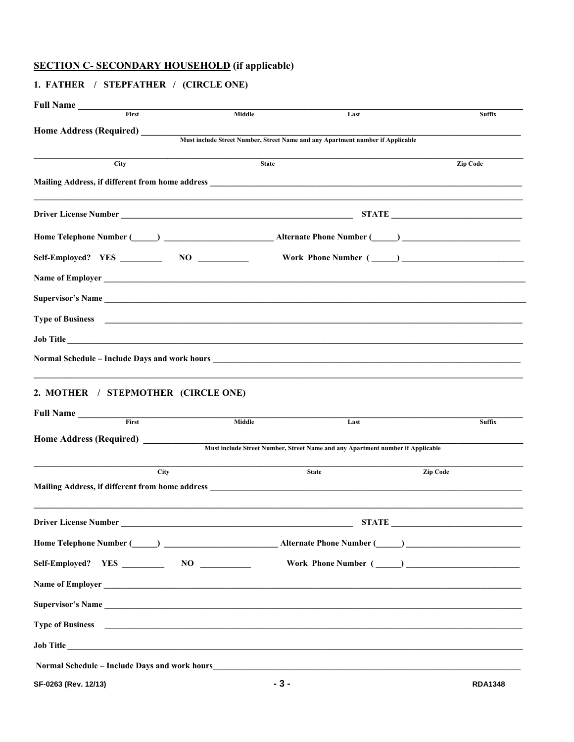## SECTION C- SECONDARY HOUSEHOLD (if applicable)

### 1. FATHER / STEPFATHER / (CIRCLE ONE)

**Full Name** ______________________________________________________________________________

First | Middle | Last | Suffix

**Home Address (Required)** ______________________________________________________________________________

Must include Street Number, Street Name and any Apartment number if Applicable

______________________________________________________________________________

City | State | Zip Code

**Mailing Address, if different from home address** ______________________________________________________________________________

______________________________________________________________________________

**Driver License Number** ______________________________ **STATE** ______________________________

**Home Telephone Number** (______) ______________________ **Alternate Phone Number** (______) ______________________

**Self-Employed? YES** __________ **NO** ___________ **Work Phone Number** ( ______) ______________________

**Name of Employer** ______________________________________________________________________________

**Supervisor's Name** ______________________________________________________________________________

**Type of Business** ______________________________________________________________________________

**Job Title** ______________________________________________________________________________

**Normal Schedule – Include Days and work hours** ______________________________________________________________________________

______________________________________________________________________________

### 2. MOTHER / STEPMOTHER (CIRCLE ONE)

**Full Name** ______________________________________________________________________________

First | Middle | Last | Suffix

**Home Address (Required)** ______________________________________________________________________________

Must include Street Number, Street Name and any Apartment number if Applicable

______________________________________________________________________________

City | State | Zip Code

**Mailing Address, if different from home address** ______________________________________________________________________________

______________________________________________________________________________

**Driver License Number** ______________________________ **STATE** ______________________________

**Home Telephone Number** (______) ______________________ **Alternate Phone Number** (______) ______________________

**Self-Employed? YES** __________ **NO** ___________ **Work Phone Number** ( ______) ______________________

**Name of Employer** ______________________________________________________________________________

**Supervisor's Name** ______________________________________________________________________________

**Type of Business** ______________________________________________________________________________

**Job Title** ______________________________________________________________________________

**Normal Schedule – Include Days and work hours** ______________________________________________________________________________

SF-0263 (Rev. 12/13) RDA1348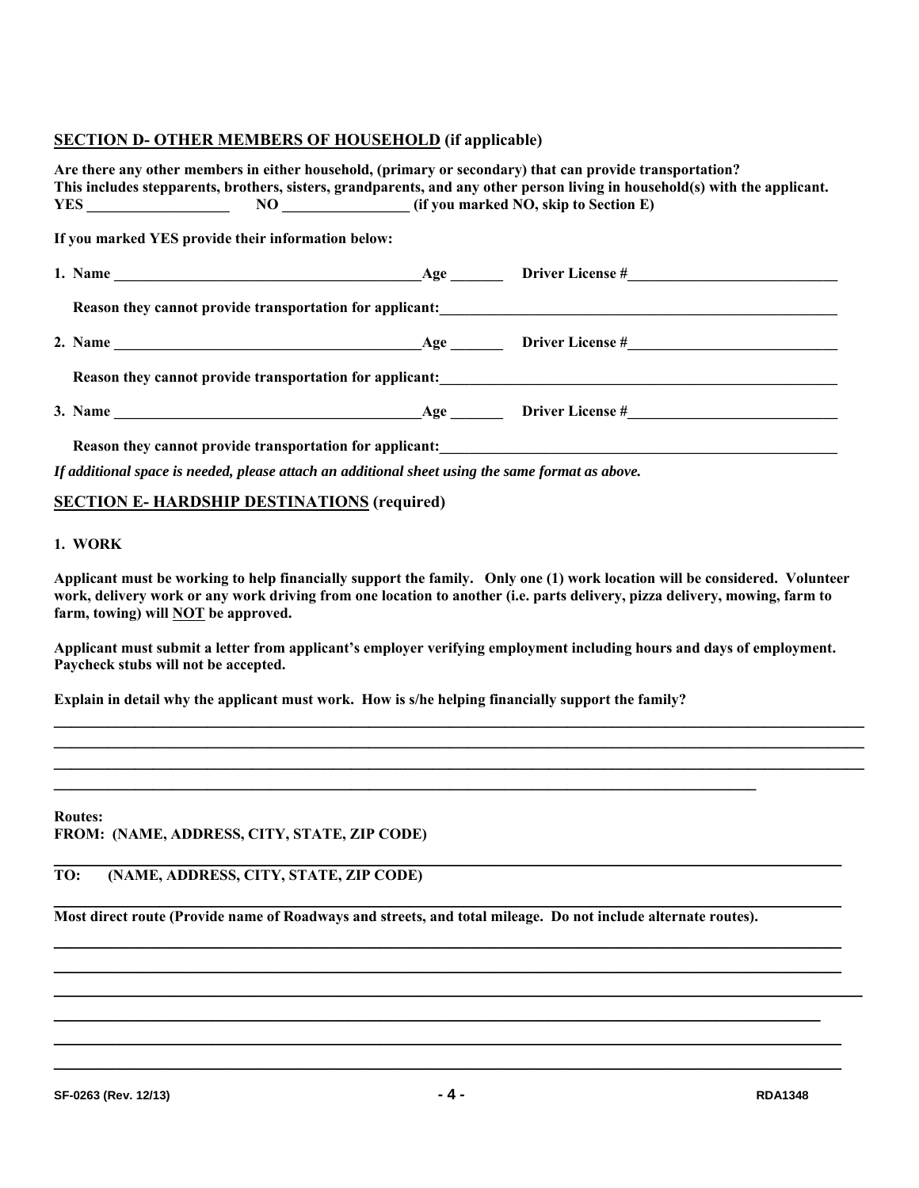## SECTION D- OTHER MEMBERS OF HOUSEHOLD (if applicable)

**Are there any other members in either household, (primary or secondary) that can provide transportation? This includes stepparents, brothers, sisters, grandparents, and any other person living in household(s) with the applicant.**
**YES ___________________ NO _________________ (if you marked NO, skip to Section E)**

**If you marked YES provide their information below:**

**1. Name __________________________________________ Age _______ Driver License #____________________________**

**Reason they cannot provide transportation for applicant:______________________________________________________**

**2. Name __________________________________________ Age _______ Driver License #____________________________**

**Reason they cannot provide transportation for applicant:______________________________________________________**

**3. Name __________________________________________ Age _______ Driver License #____________________________**

**Reason they cannot provide transportation for applicant:______________________________________________________**

***If additional space is needed, please attach an additional sheet using the same format as above.***

## SECTION E- HARDSHIP DESTINATIONS (required)

**1. WORK**

**Applicant must be working to help financially support the family. Only one (1) work location will be considered. Volunteer work, delivery work or any work driving from one location to another (i.e. parts delivery, pizza delivery, mowing, farm to farm, towing) will NOT be approved.**

**Applicant must submit a letter from applicant's employer verifying employment including hours and days of employment. Paycheck stubs will not be accepted.**

**Explain in detail why the applicant must work. How is s/he helping financially support the family?**

________________________________________________________________________________________________________

________________________________________________________________________________________________________

________________________________________________________________________________________________________

__________________________________________________________________________________________

**Routes:**
**FROM: (NAME, ADDRESS, CITY, STATE, ZIP CODE)**

________________________________________________________________________________________________________

**TO: (NAME, ADDRESS, CITY, STATE, ZIP CODE)**

________________________________________________________________________________________________________

**Most direct route (Provide name of Roadways and streets, and total mileage. Do not include alternate routes).**

________________________________________________________________________________________________________

________________________________________________________________________________________________________

________________________________________________________________________________________________________

________________________________________________________________________________________________________

________________________________________________________________________________________________________

________________________________________________________________________________________________________

SF-0263 (Rev. 12/13) RDA1348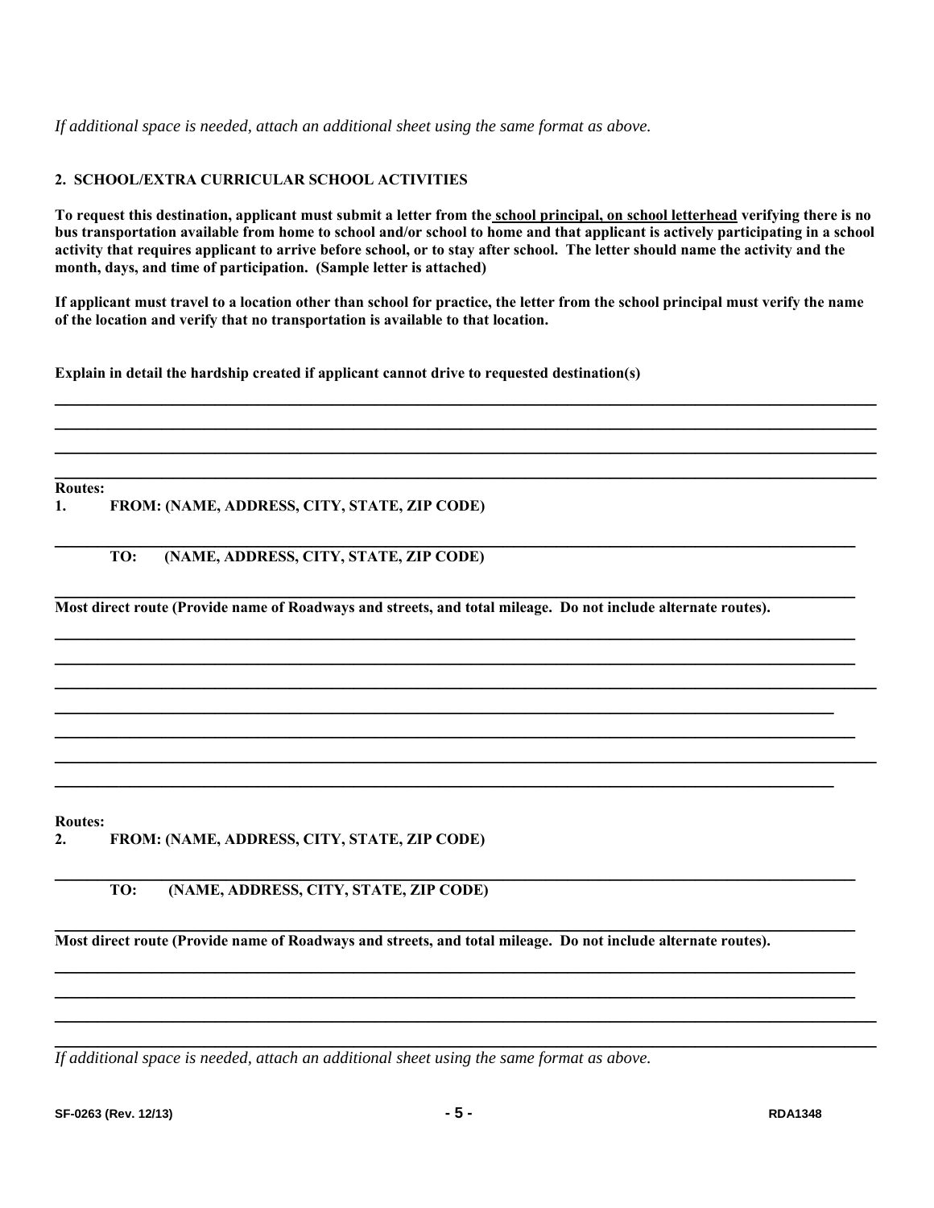*If additional space is needed, attach an additional sheet using the same format as above.*

**2. SCHOOL/EXTRA CURRICULAR SCHOOL ACTIVITIES**

**To request this destination, applicant must submit a letter from the <u>school principal, on school letterhead</u> verifying there is no bus transportation available from home to school and/or school to home and that applicant is actively participating in a school activity that requires applicant to arrive before school, or to stay after school. The letter should name the activity and the month, days, and time of participation. (Sample letter is attached)**

**If applicant must travel to a location other than school for practice, the letter from the school principal must verify the name of the location and verify that no transportation is available to that location.**

**Explain in detail the hardship created if applicant cannot drive to requested destination(s)**

\_\_\_\_\_\_\_\_\_\_\_\_\_\_\_\_\_\_\_\_\_\_\_\_\_\_\_\_\_\_\_\_\_\_\_\_\_\_\_\_\_\_\_\_\_\_\_\_\_\_\_\_\_\_\_\_\_\_\_\_\_\_\_\_\_\_\_\_\_\_\_\_\_\_\_\_

\_\_\_\_\_\_\_\_\_\_\_\_\_\_\_\_\_\_\_\_\_\_\_\_\_\_\_\_\_\_\_\_\_\_\_\_\_\_\_\_\_\_\_\_\_\_\_\_\_\_\_\_\_\_\_\_\_\_\_\_\_\_\_\_\_\_\_\_\_\_\_\_\_\_\_\_

\_\_\_\_\_\_\_\_\_\_\_\_\_\_\_\_\_\_\_\_\_\_\_\_\_\_\_\_\_\_\_\_\_\_\_\_\_\_\_\_\_\_\_\_\_\_\_\_\_\_\_\_\_\_\_\_\_\_\_\_\_\_\_\_\_\_\_\_\_\_\_\_\_\_\_\_

\_\_\_\_\_\_\_\_\_\_\_\_\_\_\_\_\_\_\_\_\_\_\_\_\_\_\_\_\_\_\_\_\_\_\_\_\_\_\_\_\_\_\_\_\_\_\_\_\_\_\_\_\_\_\_\_\_\_\_\_\_\_\_\_\_\_\_\_\_\_\_\_\_\_\_\_

**Routes:**

**1. FROM: (NAME, ADDRESS, CITY, STATE, ZIP CODE)**

\_\_\_\_\_\_\_\_\_\_\_\_\_\_\_\_\_\_\_\_\_\_\_\_\_\_\_\_\_\_\_\_\_\_\_\_\_\_\_\_\_\_\_\_\_\_\_\_\_\_\_\_\_\_\_\_\_\_\_\_\_\_\_\_\_\_\_\_\_\_\_\_\_\_\_\_

**TO: (NAME, ADDRESS, CITY, STATE, ZIP CODE)**

\_\_\_\_\_\_\_\_\_\_\_\_\_\_\_\_\_\_\_\_\_\_\_\_\_\_\_\_\_\_\_\_\_\_\_\_\_\_\_\_\_\_\_\_\_\_\_\_\_\_\_\_\_\_\_\_\_\_\_\_\_\_\_\_\_\_\_\_\_\_\_\_\_\_\_\_

**Most direct route (Provide name of Roadways and streets, and total mileage. Do not include alternate routes).**

\_\_\_\_\_\_\_\_\_\_\_\_\_\_\_\_\_\_\_\_\_\_\_\_\_\_\_\_\_\_\_\_\_\_\_\_\_\_\_\_\_\_\_\_\_\_\_\_\_\_\_\_\_\_\_\_\_\_\_\_\_\_\_\_\_\_\_\_\_\_\_\_\_\_\_\_

\_\_\_\_\_\_\_\_\_\_\_\_\_\_\_\_\_\_\_\_\_\_\_\_\_\_\_\_\_\_\_\_\_\_\_\_\_\_\_\_\_\_\_\_\_\_\_\_\_\_\_\_\_\_\_\_\_\_\_\_\_\_\_\_\_\_\_\_\_\_\_\_\_\_\_\_

\_\_\_\_\_\_\_\_\_\_\_\_\_\_\_\_\_\_\_\_\_\_\_\_\_\_\_\_\_\_\_\_\_\_\_\_\_\_\_\_\_\_\_\_\_\_\_\_\_\_\_\_\_\_\_\_\_\_\_\_\_\_\_\_\_\_\_\_\_\_\_\_\_\_\_\_

\_\_\_\_\_\_\_\_\_\_\_\_\_\_\_\_\_\_\_\_\_\_\_\_\_\_\_\_\_\_\_\_\_\_\_\_\_\_\_\_\_\_\_\_\_\_\_\_\_\_\_\_\_\_\_\_\_\_\_\_\_\_\_\_\_\_\_\_\_\_\_\_\_\_\_\_

\_\_\_\_\_\_\_\_\_\_\_\_\_\_\_\_\_\_\_\_\_\_\_\_\_\_\_\_\_\_\_\_\_\_\_\_\_\_\_\_\_\_\_\_\_\_\_\_\_\_\_\_\_\_\_\_\_\_\_\_\_\_\_\_\_\_\_\_\_\_\_\_\_\_\_\_

\_\_\_\_\_\_\_\_\_\_\_\_\_\_\_\_\_\_\_\_\_\_\_\_\_\_\_\_\_\_\_\_\_\_\_\_\_\_\_\_\_\_\_\_\_\_\_\_\_\_\_\_\_\_\_\_\_\_\_\_\_\_\_\_\_\_\_\_\_\_\_\_\_\_\_\_

\_\_\_\_\_\_\_\_\_\_\_\_\_\_\_\_\_\_\_\_\_\_\_\_\_\_\_\_\_\_\_\_\_\_\_\_\_\_\_\_\_\_\_\_\_\_\_\_\_\_\_\_\_\_\_\_\_\_\_\_\_\_\_\_\_\_\_\_\_\_\_\_\_\_\_\_

**Routes:**

**2. FROM: (NAME, ADDRESS, CITY, STATE, ZIP CODE)**

\_\_\_\_\_\_\_\_\_\_\_\_\_\_\_\_\_\_\_\_\_\_\_\_\_\_\_\_\_\_\_\_\_\_\_\_\_\_\_\_\_\_\_\_\_\_\_\_\_\_\_\_\_\_\_\_\_\_\_\_\_\_\_\_\_\_\_\_\_\_\_\_\_\_\_\_

**TO: (NAME, ADDRESS, CITY, STATE, ZIP CODE)**

\_\_\_\_\_\_\_\_\_\_\_\_\_\_\_\_\_\_\_\_\_\_\_\_\_\_\_\_\_\_\_\_\_\_\_\_\_\_\_\_\_\_\_\_\_\_\_\_\_\_\_\_\_\_\_\_\_\_\_\_\_\_\_\_\_\_\_\_\_\_\_\_\_\_\_\_

**Most direct route (Provide name of Roadways and streets, and total mileage. Do not include alternate routes).**

\_\_\_\_\_\_\_\_\_\_\_\_\_\_\_\_\_\_\_\_\_\_\_\_\_\_\_\_\_\_\_\_\_\_\_\_\_\_\_\_\_\_\_\_\_\_\_\_\_\_\_\_\_\_\_\_\_\_\_\_\_\_\_\_\_\_\_\_\_\_\_\_\_\_\_\_

\_\_\_\_\_\_\_\_\_\_\_\_\_\_\_\_\_\_\_\_\_\_\_\_\_\_\_\_\_\_\_\_\_\_\_\_\_\_\_\_\_\_\_\_\_\_\_\_\_\_\_\_\_\_\_\_\_\_\_\_\_\_\_\_\_\_\_\_\_\_\_\_\_\_\_\_

\_\_\_\_\_\_\_\_\_\_\_\_\_\_\_\_\_\_\_\_\_\_\_\_\_\_\_\_\_\_\_\_\_\_\_\_\_\_\_\_\_\_\_\_\_\_\_\_\_\_\_\_\_\_\_\_\_\_\_\_\_\_\_\_\_\_\_\_\_\_\_\_\_\_\_\_

\_\_\_\_\_\_\_\_\_\_\_\_\_\_\_\_\_\_\_\_\_\_\_\_\_\_\_\_\_\_\_\_\_\_\_\_\_\_\_\_\_\_\_\_\_\_\_\_\_\_\_\_\_\_\_\_\_\_\_\_\_\_\_\_\_\_\_\_\_\_\_\_\_\_\_\_

*If additional space is needed, attach an additional sheet using the same format as above.*

**SF-0263 (Rev. 12/13) RDA1348**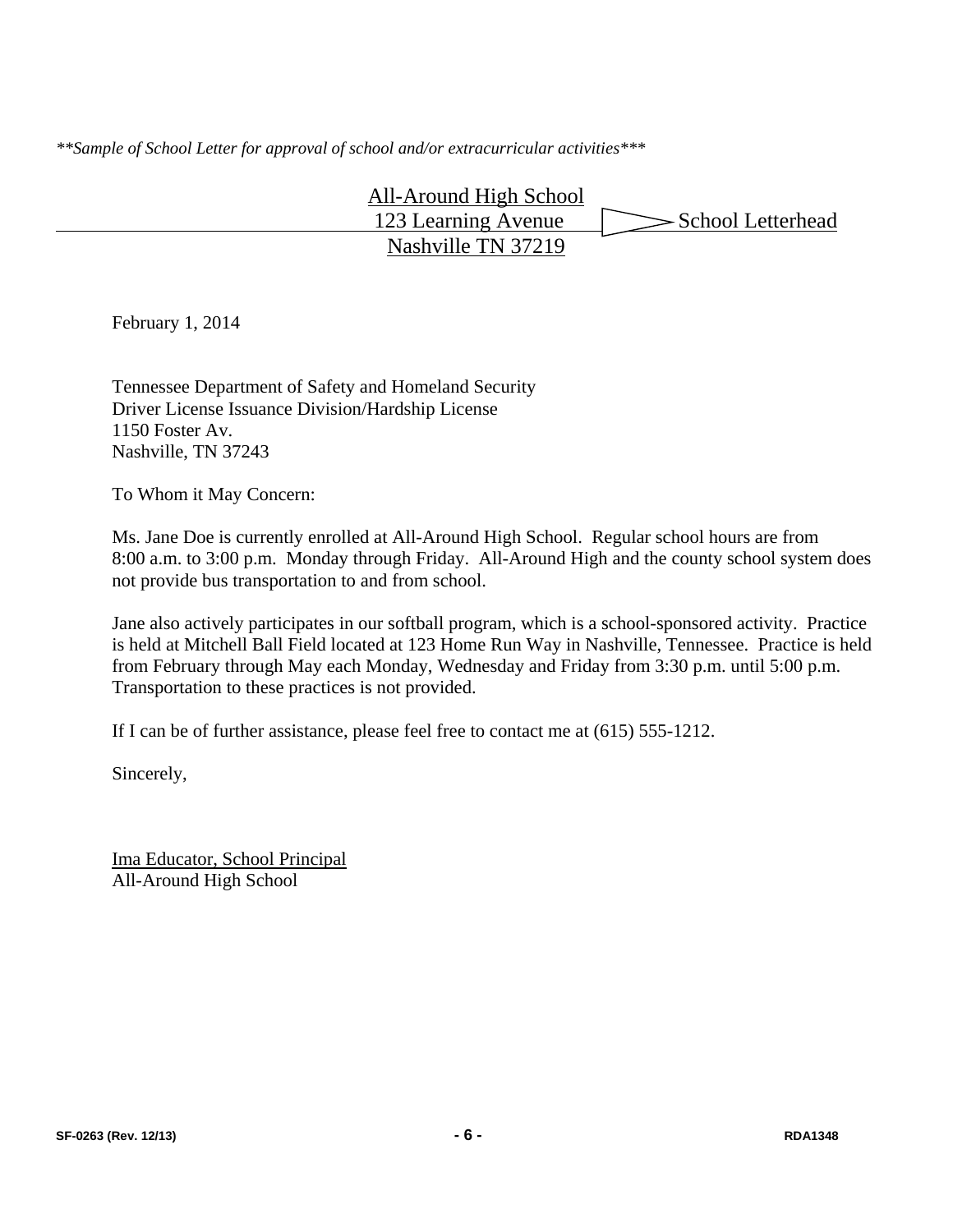*\*\*Sample of School Letter for approval of school and/or extracurricular activities\*\*\**

All-Around High School
123 Learning Avenue — School Letterhead
Nashville TN 37219

February 1, 2014

Tennessee Department of Safety and Homeland Security
Driver License Issuance Division/Hardship License
1150 Foster Av.
Nashville, TN 37243

To Whom it May Concern:

Ms. Jane Doe is currently enrolled at All-Around High School. Regular school hours are from 8:00 a.m. to 3:00 p.m. Monday through Friday. All-Around High and the county school system does not provide bus transportation to and from school.

Jane also actively participates in our softball program, which is a school-sponsored activity. Practice is held at Mitchell Ball Field located at 123 Home Run Way in Nashville, Tennessee. Practice is held from February through May each Monday, Wednesday and Friday from 3:30 p.m. until 5:00 p.m. Transportation to these practices is not provided.

If I can be of further assistance, please feel free to contact me at (615) 555-1212.

Sincerely,

Ima Educator, School Principal
All-Around High School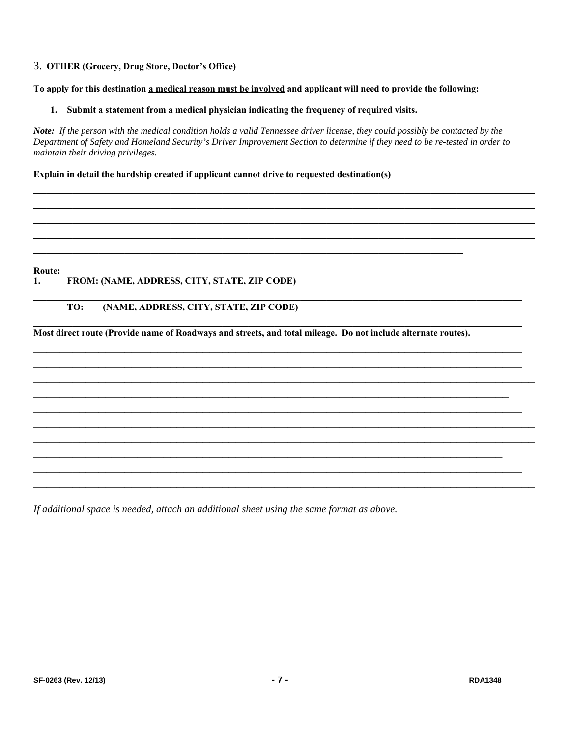3. **OTHER (Grocery, Drug Store, Doctor's Office)**

**To apply for this destination <u>a medical reason must be involved</u> and applicant will need to provide the following:**

1. **Submit a statement from a medical physician indicating the frequency of required visits.**

***Note:*** *If the person with the medical condition holds a valid Tennessee driver license, they could possibly be contacted by the Department of Safety and Homeland Security's Driver Improvement Section to determine if they need to be re-tested in order to maintain their driving privileges.*

**Explain in detail the hardship created if applicant cannot drive to requested destination(s)**

\_\_\_\_\_\_\_\_\_\_\_\_\_\_\_\_\_\_\_\_\_\_\_\_\_\_\_\_\_\_\_\_\_\_\_\_\_\_\_\_\_\_\_\_\_\_\_\_\_\_\_\_\_\_\_\_\_\_\_\_\_\_\_\_\_\_\_\_\_\_\_\_\_\_\_\_\_\_

\_\_\_\_\_\_\_\_\_\_\_\_\_\_\_\_\_\_\_\_\_\_\_\_\_\_\_\_\_\_\_\_\_\_\_\_\_\_\_\_\_\_\_\_\_\_\_\_\_\_\_\_\_\_\_\_\_\_\_\_\_\_\_\_\_\_\_\_\_\_\_\_\_\_\_\_\_\_

\_\_\_\_\_\_\_\_\_\_\_\_\_\_\_\_\_\_\_\_\_\_\_\_\_\_\_\_\_\_\_\_\_\_\_\_\_\_\_\_\_\_\_\_\_\_\_\_\_\_\_\_\_\_\_\_\_\_\_\_\_\_\_\_\_\_\_\_\_\_\_\_\_\_\_\_\_\_

\_\_\_\_\_\_\_\_\_\_\_\_\_\_\_\_\_\_\_\_\_\_\_\_\_\_\_\_\_\_\_\_\_\_\_\_\_\_\_\_\_\_\_\_\_\_\_\_\_\_\_\_\_\_\_\_\_\_\_\_\_\_\_\_\_\_\_\_\_\_\_\_\_\_\_\_\_\_

\_\_\_\_\_\_\_\_\_\_\_\_\_\_\_\_\_\_\_\_\_\_\_\_\_\_\_\_\_\_\_\_\_\_\_\_\_\_\_\_\_\_\_\_\_\_\_\_\_\_\_\_\_\_\_\_\_\_\_\_\_\_\_\_\_\_\_\_

**Route:**

**1. FROM: (NAME, ADDRESS, CITY, STATE, ZIP CODE)**

\_\_\_\_\_\_\_\_\_\_\_\_\_\_\_\_\_\_\_\_\_\_\_\_\_\_\_\_\_\_\_\_\_\_\_\_\_\_\_\_\_\_\_\_\_\_\_\_\_\_\_\_\_\_\_\_\_\_\_\_\_\_\_\_\_\_\_\_\_\_\_\_\_\_\_\_

**TO: (NAME, ADDRESS, CITY, STATE, ZIP CODE)**

\_\_\_\_\_\_\_\_\_\_\_\_\_\_\_\_\_\_\_\_\_\_\_\_\_\_\_\_\_\_\_\_\_\_\_\_\_\_\_\_\_\_\_\_\_\_\_\_\_\_\_\_\_\_\_\_\_\_\_\_\_\_\_\_\_\_\_\_\_\_\_\_\_\_\_\_

**Most direct route (Provide name of Roadways and streets, and total mileage. Do not include alternate routes).**

\_\_\_\_\_\_\_\_\_\_\_\_\_\_\_\_\_\_\_\_\_\_\_\_\_\_\_\_\_\_\_\_\_\_\_\_\_\_\_\_\_\_\_\_\_\_\_\_\_\_\_\_\_\_\_\_\_\_\_\_\_\_\_\_\_\_\_\_\_\_\_\_\_\_\_\_

\_\_\_\_\_\_\_\_\_\_\_\_\_\_\_\_\_\_\_\_\_\_\_\_\_\_\_\_\_\_\_\_\_\_\_\_\_\_\_\_\_\_\_\_\_\_\_\_\_\_\_\_\_\_\_\_\_\_\_\_\_\_\_\_\_\_\_\_\_\_\_\_\_\_\_\_

\_\_\_\_\_\_\_\_\_\_\_\_\_\_\_\_\_\_\_\_\_\_\_\_\_\_\_\_\_\_\_\_\_\_\_\_\_\_\_\_\_\_\_\_\_\_\_\_\_\_\_\_\_\_\_\_\_\_\_\_\_\_\_\_\_\_\_\_\_\_\_\_\_\_\_\_\_\_

\_\_\_\_\_\_\_\_\_\_\_\_\_\_\_\_\_\_\_\_\_\_\_\_\_\_\_\_\_\_\_\_\_\_\_\_\_\_\_\_\_\_\_\_\_\_\_\_\_\_\_\_\_\_\_\_\_\_\_\_\_\_\_\_\_\_\_\_\_\_\_\_\_\_

\_\_\_\_\_\_\_\_\_\_\_\_\_\_\_\_\_\_\_\_\_\_\_\_\_\_\_\_\_\_\_\_\_\_\_\_\_\_\_\_\_\_\_\_\_\_\_\_\_\_\_\_\_\_\_\_\_\_\_\_\_\_\_\_\_\_\_\_\_\_\_\_\_\_\_\_

\_\_\_\_\_\_\_\_\_\_\_\_\_\_\_\_\_\_\_\_\_\_\_\_\_\_\_\_\_\_\_\_\_\_\_\_\_\_\_\_\_\_\_\_\_\_\_\_\_\_\_\_\_\_\_\_\_\_\_\_\_\_\_\_\_\_\_\_\_\_\_\_\_\_\_\_\_\_

\_\_\_\_\_\_\_\_\_\_\_\_\_\_\_\_\_\_\_\_\_\_\_\_\_\_\_\_\_\_\_\_\_\_\_\_\_\_\_\_\_\_\_\_\_\_\_\_\_\_\_\_\_\_\_\_\_\_\_\_\_\_\_\_\_\_\_\_\_\_\_\_\_\_\_\_\_\_

\_\_\_\_\_\_\_\_\_\_\_\_\_\_\_\_\_\_\_\_\_\_\_\_\_\_\_\_\_\_\_\_\_\_\_\_\_\_\_\_\_\_\_\_\_\_\_\_\_\_\_\_\_\_\_\_\_\_\_\_\_\_\_\_\_\_\_\_\_\_\_\_\_

\_\_\_\_\_\_\_\_\_\_\_\_\_\_\_\_\_\_\_\_\_\_\_\_\_\_\_\_\_\_\_\_\_\_\_\_\_\_\_\_\_\_\_\_\_\_\_\_\_\_\_\_\_\_\_\_\_\_\_\_\_\_\_\_\_\_\_\_\_\_\_\_\_\_\_\_

\_\_\_\_\_\_\_\_\_\_\_\_\_\_\_\_\_\_\_\_\_\_\_\_\_\_\_\_\_\_\_\_\_\_\_\_\_\_\_\_\_\_\_\_\_\_\_\_\_\_\_\_\_\_\_\_\_\_\_\_\_\_\_\_\_\_\_\_\_\_\_\_\_\_\_\_\_\_

*If additional space is needed, attach an additional sheet using the same format as above.*

**SF-0263 (Rev. 12/13)** **RDA1348**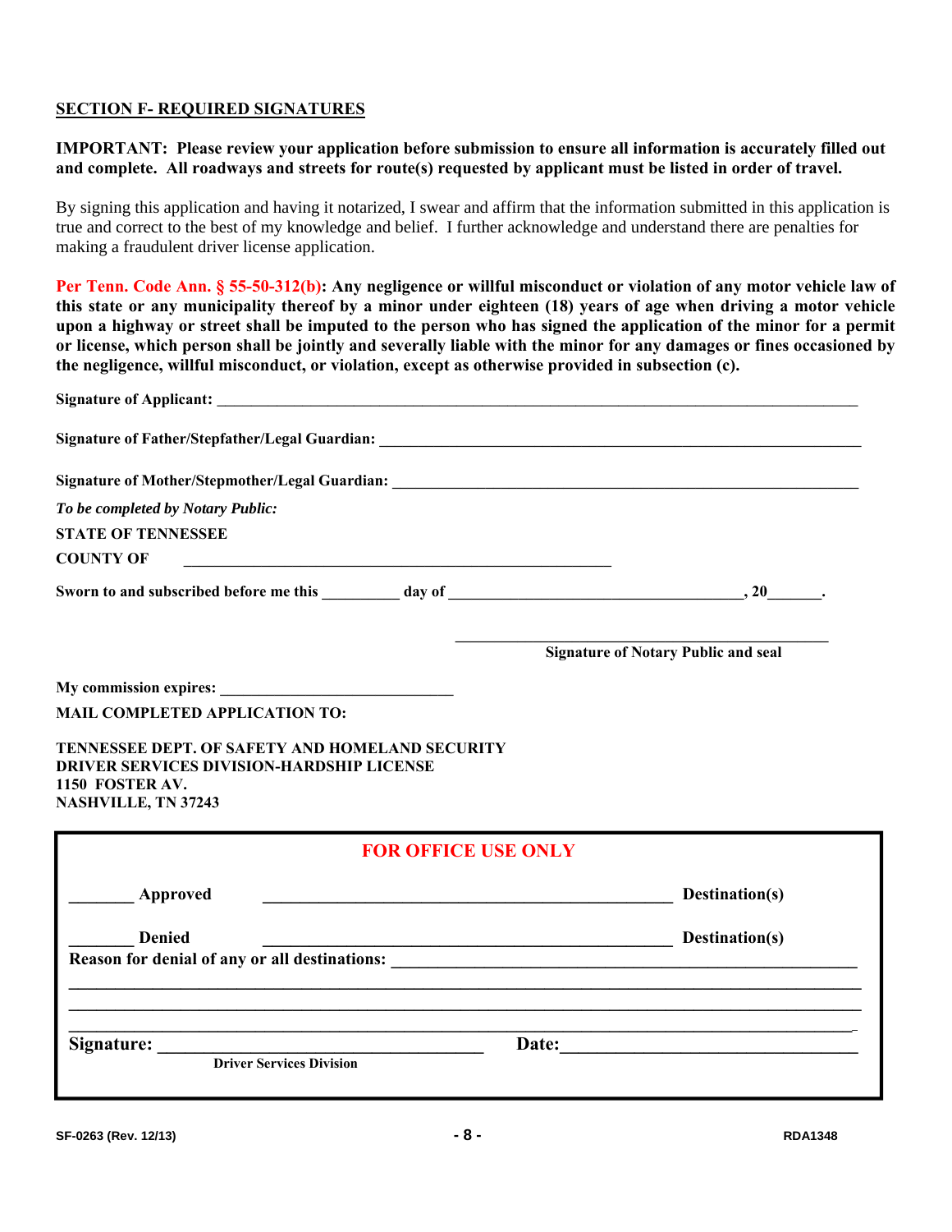## SECTION F- REQUIRED SIGNATURES

**IMPORTANT: Please review your application before submission to ensure all information is accurately filled out and complete. All roadways and streets for route(s) requested by applicant must be listed in order of travel.**

By signing this application and having it notarized, I swear and affirm that the information submitted in this application is true and correct to the best of my knowledge and belief. I further acknowledge and understand there are penalties for making a fraudulent driver license application.

**Per Tenn. Code Ann. § 55-50-312(b): Any negligence or willful misconduct or violation of any motor vehicle law of this state or any municipality thereof by a minor under eighteen (18) years of age when driving a motor vehicle upon a highway or street shall be imputed to the person who has signed the application of the minor for a permit or license, which person shall be jointly and severally liable with the minor for any damages or fines occasioned by the negligence, willful misconduct, or violation, except as otherwise provided in subsection (c).**

**Signature of Applicant:** ________________________________________________________________________

**Signature of Father/Stepfather/Legal Guardian:** ________________________________________________________

**Signature of Mother/Stepmother/Legal Guardian:** ________________________________________________________

*To be completed by Notary Public:*

**STATE OF TENNESSEE**

**COUNTY OF** ______________________________________________

**Sworn to and subscribed before me this** _________ **day of** __________________________________, **20**_______.

______________________________________
**Signature of Notary Public and seal**

**My commission expires:** ____________________________

**MAIL COMPLETED APPLICATION TO:**

**TENNESSEE DEPT. OF SAFETY AND HOMELAND SECURITY**
**DRIVER SERVICES DIVISION-HARDSHIP LICENSE**
**1150 FOSTER AV.**
**NASHVILLE, TN 37243**

---

**FOR OFFICE USE ONLY**

_______ **Approved** ____________________________________________ **Destination(s)**

_______ **Denied** ____________________________________________ **Destination(s)**

**Reason for denial of any or all destinations:** ____________________________________________

______________________________________________________________________________

______________________________________________________________________________

______________________________________________________________________________

**Signature:** ____________________________________ **Date:**______________________________
**Driver Services Division**

---

SF-0263 (Rev. 12/13) RDA1348